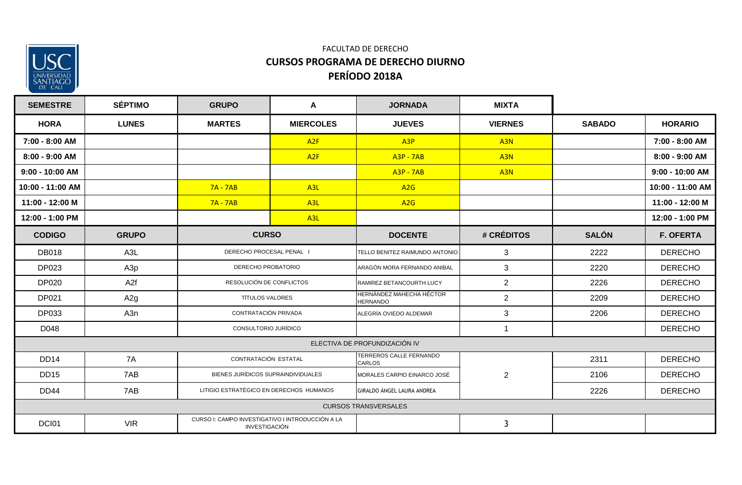FACULTAD DE DERECHO

## CURSOS PROGRAMA DE DERECHO DIURNO

## PERÍODO 2018A

| SEMESTRE | SÉPTIMO | GRUPO | A | JORNADA | MIXTA | | |
|---|---|---|---|---|---|---|---|
| **HORA** | **LUNES** | **MARTES** | **MIERCOLES** | **JUEVES** | **VIERNES** | **SABADO** | **HORARIO** |
| 7:00 - 8:00 AM | | | A2F | A3P | A3N | | 7:00 - 8:00 AM |
| 8:00 - 9:00 AM | | | A2F | A3P - 7AB | A3N | | 8:00 - 9:00 AM |
| 9:00 - 10:00 AM | | | | A3P - 7AB | A3N | | 9:00 - 10:00 AM |
| 10:00 - 11:00 AM | | 7A - 7AB | A3L | A2G | | | 10:00 - 11:00 AM |
| 11:00 - 12:00 M | | 7A - 7AB | A3L | A2G | | | 11:00 - 12:00 M |
| 12:00 - 1:00 PM | | | A3L | | | | 12:00 - 1:00 PM |

| CODIGO | GRUPO | CURSO | DOCENTE | # CRÉDITOS | SALÓN | F. OFERTA |
|---|---|---|---|---|---|---|
| DB018 | A3L | DERECHO PROCESAL PENAL I | TELLO BENITEZ RAIMUNDO ANTONIO | 3 | 2222 | DERECHO |
| DP023 | A3p | DERECHO PROBATORIO | ARAGÓN MORA FERNANDO ANIBAL | 3 | 2220 | DERECHO |
| DP020 | A2f | RESOLUCIÓN DE CONFLICTOS | RAMIREZ BETANCOURTH LUCY | 2 | 2226 | DERECHO |
| DP021 | A2g | TÍTULOS VALORES | HERNÁNDEZ MAHECHA HÉCTOR HERNANDO | 2 | 2209 | DERECHO |
| DP033 | A3n | CONTRATACIÓN PRIVADA | ALEGRÍA OVIEDO ALDEMAR | 3 | 2206 | DERECHO |
| D048 | | CONSULTORIO JURÍDICO | | 1 | | DERECHO |
| ELECTIVA DE PROFUNDIZACIÓN IV | | | | | | |
| DD14 | 7A | CONTRATACIÓN ESTATAL | TERREROS CALLE FERNANDO CARLOS | 2 | 2311 | DERECHO |
| DD15 | 7AB | BIENES JURÍDICOS SUPRAINDIVIDUALES | MORALES CARPIO EINARCO JOSÉ | | 2106 | DERECHO |
| DD44 | 7AB | LITIGIO ESTRATÉGICO EN DERECHOS HUMANOS | GIRALDO ÁNGEL LAURA ANDREA | | 2226 | DERECHO |
| CURSOS TRANSVERSALES | | | | | | |
| DCI01 | VIR | CURSO I: CAMPO INVESTIGATIVO I INTRODUCCIÓN A LA INVESTIGACIÓN | | 3 | | |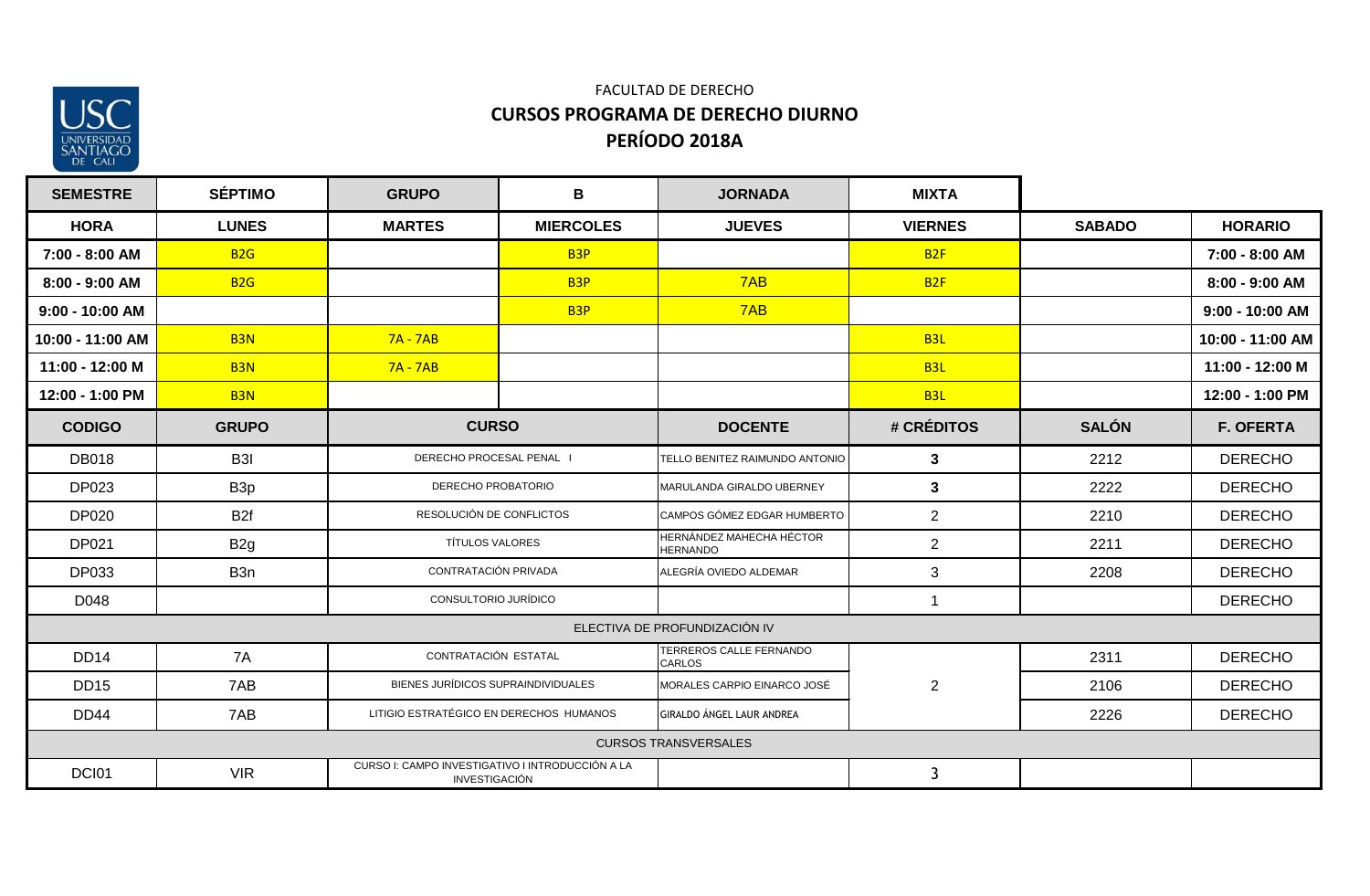FACULTAD DE DERECHO

## CURSOS PROGRAMA DE DERECHO DIURNO

## PERÍODO 2018A

| SEMESTRE | SÉPTIMO | GRUPO | B | JORNADA | MIXTA | | |
|---|---|---|---|---|---|---|---|
| **HORA** | **LUNES** | **MARTES** | **MIERCOLES** | **JUEVES** | **VIERNES** | **SABADO** | **HORARIO** |
| 7:00 - 8:00 AM | B2G | | B3P | | B2F | | 7:00 - 8:00 AM |
| 8:00 - 9:00 AM | B2G | | B3P | 7AB | B2F | | 8:00 - 9:00 AM |
| 9:00 - 10:00 AM | | | B3P | 7AB | | | 9:00 - 10:00 AM |
| 10:00 - 11:00 AM | B3N | 7A - 7AB | | | B3L | | 10:00 - 11:00 AM |
| 11:00 - 12:00 M | B3N | 7A - 7AB | | | B3L | | 11:00 - 12:00 M |
| 12:00 - 1:00 PM | B3N | | | | B3L | | 12:00 - 1:00 PM |

| CODIGO | GRUPO | CURSO | DOCENTE | # CRÉDITOS | SALÓN | F. OFERTA |
|---|---|---|---|---|---|---|
| DB018 | B3I | DERECHO PROCESAL PENAL I | TELLO BENITEZ RAIMUNDO ANTONIO | 3 | 2212 | DERECHO |
| DP023 | B3p | DERECHO PROBATORIO | MARULANDA GIRALDO UBERNEY | 3 | 2222 | DERECHO |
| DP020 | B2f | RESOLUCIÓN DE CONFLICTOS | CAMPOS GÓMEZ EDGAR HUMBERTO | 2 | 2210 | DERECHO |
| DP021 | B2g | TÍTULOS VALORES | HERNÁNDEZ MAHECHA HÉCTOR HERNANDO | 2 | 2211 | DERECHO |
| DP033 | B3n | CONTRATACIÓN PRIVADA | ALEGRÍA OVIEDO ALDEMAR | 3 | 2208 | DERECHO |
| D048 | | CONSULTORIO JURÍDICO | | 1 | | DERECHO |
| ELECTIVA DE PROFUNDIZACIÓN IV | | | | | | |
| DD14 | 7A | CONTRATACIÓN ESTATAL | TERREROS CALLE FERNANDO CARLOS | 2 | 2311 | DERECHO |
| DD15 | 7AB | BIENES JURÍDICOS SUPRAINDIVIDUALES | MORALES CARPIO EINARCO JOSÉ | | 2106 | DERECHO |
| DD44 | 7AB | LITIGIO ESTRATÉGICO EN DERECHOS HUMANOS | GIRALDO ÁNGEL LAUR ANDREA | | 2226 | DERECHO |
| CURSOS TRANSVERSALES | | | | | | |
| DCI01 | VIR | CURSO I: CAMPO INVESTIGATIVO I INTRODUCCIÓN A LA INVESTIGACIÓN | | 3 | | |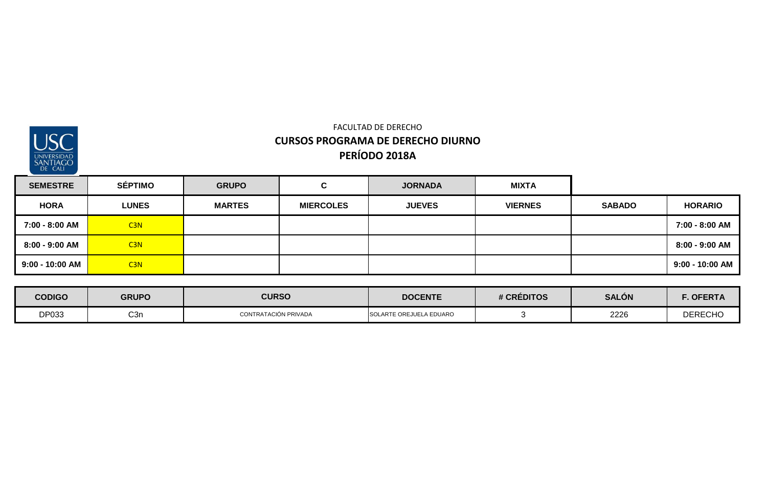FACULTAD DE DERECHO

**CURSOS PROGRAMA DE DERECHO DIURNO**

**PERÍODO 2018A**

| SEMESTRE | SÉPTIMO | GRUPO | C | JORNADA | MIXTA | | |
|---|---|---|---|---|---|---|---|
| **HORA** | **LUNES** | **MARTES** | **MIERCOLES** | **JUEVES** | **VIERNES** | **SABADO** | **HORARIO** |
| **7:00 - 8:00 AM** | C3N | | | | | | **7:00 - 8:00 AM** |
| **8:00 - 9:00 AM** | C3N | | | | | | **8:00 - 9:00 AM** |
| **9:00 - 10:00 AM** | C3N | | | | | | **9:00 - 10:00 AM** |

| CODIGO | GRUPO | CURSO | DOCENTE | # CRÉDITOS | SALÓN | F. OFERTA |
|---|---|---|---|---|---|---|
| DP033 | C3n | CONTRATACIÓN PRIVADA | SOLARTE OREJUELA EDUARO | 3 | 2226 | DERECHO |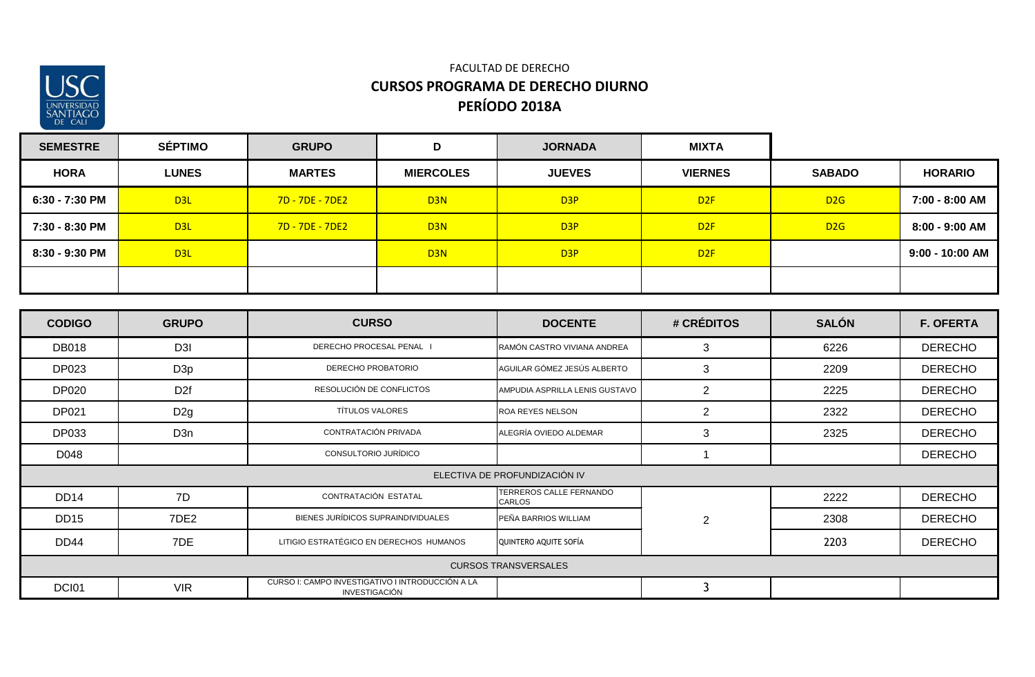FACULTAD DE DERECHO

## CURSOS PROGRAMA DE DERECHO DIURNO

## PERÍODO 2018A

| SEMESTRE | SÉPTIMO | GRUPO | D | JORNADA | MIXTA | | |
|---|---|---|---|---|---|---|---|
| **HORA** | **LUNES** | **MARTES** | **MIERCOLES** | **JUEVES** | **VIERNES** | **SABADO** | **HORARIO** |
| 6:30 - 7:30 PM | D3L | 7D - 7DE - 7DE2 | D3N | D3P | D2F | D2G | 7:00 - 8:00 AM |
| 7:30 - 8:30 PM | D3L | 7D - 7DE - 7DE2 | D3N | D3P | D2F | D2G | 8:00 - 9:00 AM |
| 8:30 - 9:30 PM | D3L | | D3N | D3P | D2F | | 9:00 - 10:00 AM |
| | | | | | | | |

| CODIGO | GRUPO | CURSO | DOCENTE | # CRÉDITOS | SALÓN | F. OFERTA |
|---|---|---|---|---|---|---|
| DB018 | D3I | DERECHO PROCESAL PENAL I | RAMÓN CASTRO VIVIANA ANDREA | 3 | 6226 | DERECHO |
| DP023 | D3p | DERECHO PROBATORIO | AGUILAR GÓMEZ JESÚS ALBERTO | 3 | 2209 | DERECHO |
| DP020 | D2f | RESOLUCIÓN DE CONFLICTOS | AMPUDIA ASPRILLA LENIS GUSTAVO | 2 | 2225 | DERECHO |
| DP021 | D2g | TÍTULOS VALORES | ROA REYES NELSON | 2 | 2322 | DERECHO |
| DP033 | D3n | CONTRATACIÓN PRIVADA | ALEGRÍA OVIEDO ALDEMAR | 3 | 2325 | DERECHO |
| D048 | | CONSULTORIO JURÍDICO | | 1 | | DERECHO |
| ELECTIVA DE PROFUNDIZACIÓN IV | | | | | | |
| DD14 | 7D | CONTRATACIÓN ESTATAL | TERREROS CALLE FERNANDO CARLOS | 2 | 2222 | DERECHO |
| DD15 | 7DE2 | BIENES JURÍDICOS SUPRAINDIVIDUALES | PEÑA BARRIOS WILLIAM | | 2308 | DERECHO |
| DD44 | 7DE | LITIGIO ESTRATÉGICO EN DERECHOS HUMANOS | QUINTERO AQUITE SOFÍA | | 2203 | DERECHO |
| CURSOS TRANSVERSALES | | | | | | |
| DCI01 | VIR | CURSO I: CAMPO INVESTIGATIVO I INTRODUCCIÓN A LA INVESTIGACIÓN | | 3 | | |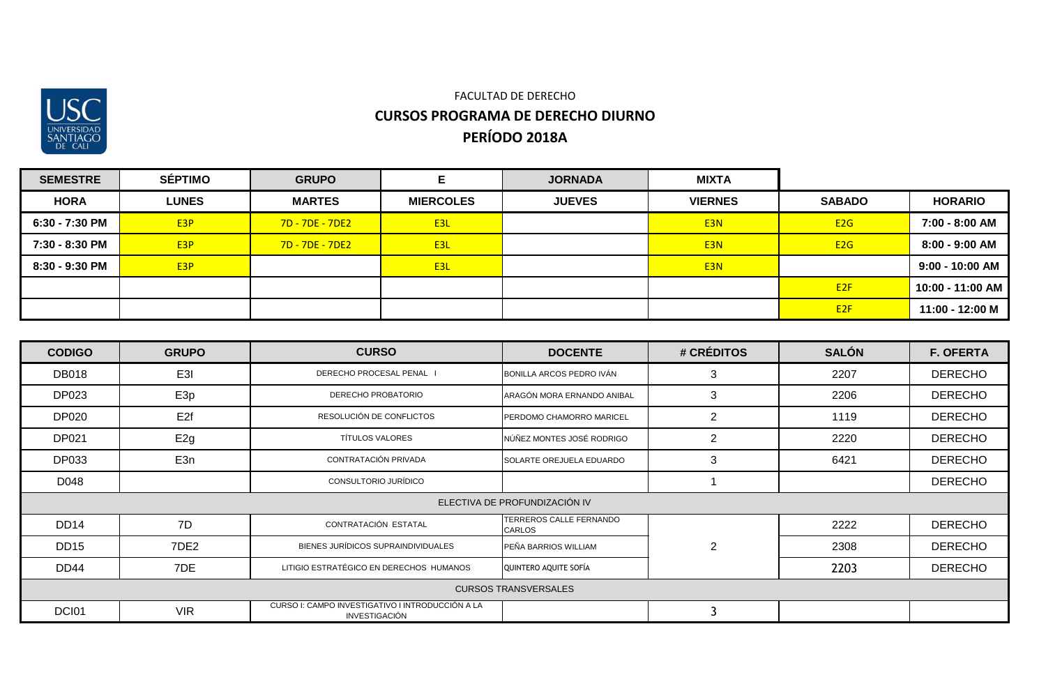FACULTAD DE DERECHO

## CURSOS PROGRAMA DE DERECHO DIURNO

## PERÍODO 2018A

| SEMESTRE | SÉPTIMO | GRUPO | E | JORNADA | MIXTA | | |
|---|---|---|---|---|---|---|---|
| **HORA** | **LUNES** | **MARTES** | **MIERCOLES** | **JUEVES** | **VIERNES** | **SABADO** | **HORARIO** |
| 6:30 - 7:30 PM | E3P | 7D - 7DE - 7DE2 | E3L | | E3N | E2G | 7:00 - 8:00 AM |
| 7:30 - 8:30 PM | E3P | 7D - 7DE - 7DE2 | E3L | | E3N | E2G | 8:00 - 9:00 AM |
| 8:30 - 9:30 PM | E3P | | E3L | | E3N | | 9:00 - 10:00 AM |
| | | | | | | E2F | 10:00 - 11:00 AM |
| | | | | | | E2F | 11:00 - 12:00 M |

| CODIGO | GRUPO | CURSO | DOCENTE | # CRÉDITOS | SALÓN | F. OFERTA |
|---|---|---|---|---|---|---|
| DB018 | E3l | DERECHO PROCESAL PENAL I | BONILLA ARCOS PEDRO IVÁN | 3 | 2207 | DERECHO |
| DP023 | E3p | DERECHO PROBATORIO | ARAGÓN MORA ERNANDO ANIBAL | 3 | 2206 | DERECHO |
| DP020 | E2f | RESOLUCIÓN DE CONFLICTOS | PERDOMO CHAMORRO MARICEL | 2 | 1119 | DERECHO |
| DP021 | E2g | TÍTULOS VALORES | NÚÑEZ MONTES JOSÉ RODRIGO | 2 | 2220 | DERECHO |
| DP033 | E3n | CONTRATACIÓN PRIVADA | SOLARTE OREJUELA EDUARDO | 3 | 6421 | DERECHO |
| D048 | | CONSULTORIO JURÍDICO | | 1 | | DERECHO |
| ELECTIVA DE PROFUNDIZACIÓN IV | | | | | | |
| DD14 | 7D | CONTRATACIÓN ESTATAL | TERREROS CALLE FERNANDO CARLOS | 2 | 2222 | DERECHO |
| DD15 | 7DE2 | BIENES JURÍDICOS SUPRAINDIVIDUALES | PEÑA BARRIOS WILLIAM | | 2308 | DERECHO |
| DD44 | 7DE | LITIGIO ESTRATÉGICO EN DERECHOS HUMANOS | QUINTERO AQUITE SOFÍA | | 2203 | DERECHO |
| CURSOS TRANSVERSALES | | | | | | |
| DCI01 | VIR | CURSO I: CAMPO INVESTIGATIVO I INTRODUCCIÓN A LA INVESTIGACIÓN | | 3 | | |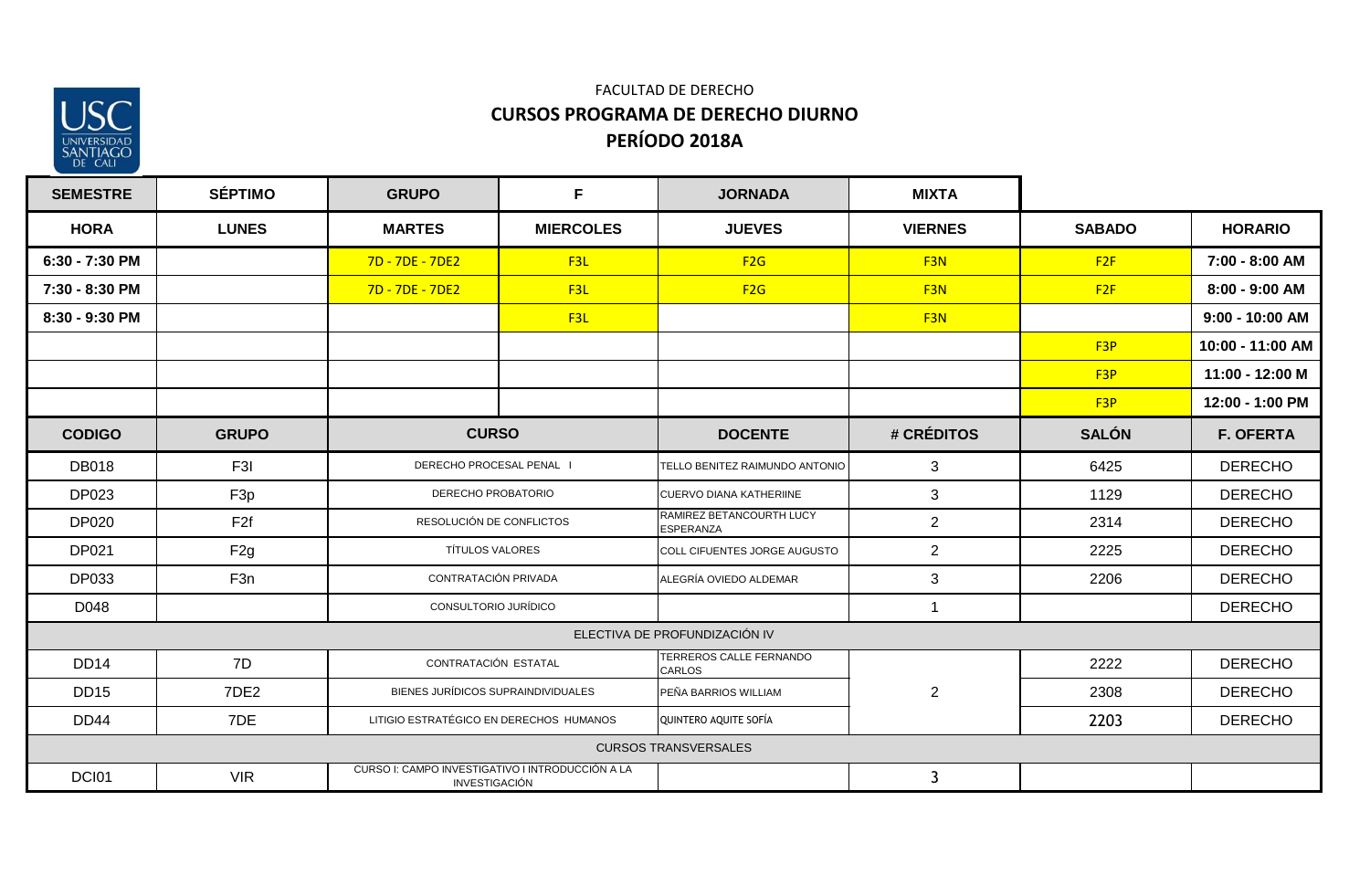FACULTAD DE DERECHO

**CURSOS PROGRAMA DE DERECHO DIURNO**

**PERÍODO 2018A**

| SEMESTRE | SÉPTIMO | GRUPO | F | JORNADA | MIXTA | | |
|---|---|---|---|---|---|---|---|
| **HORA** | **LUNES** | **MARTES** | **MIERCOLES** | **JUEVES** | **VIERNES** | **SABADO** | **HORARIO** |
| 6:30 - 7:30 PM | | 7D - 7DE - 7DE2 | F3L | F2G | F3N | F2F | 7:00 - 8:00 AM |
| 7:30 - 8:30 PM | | 7D - 7DE - 7DE2 | F3L | F2G | F3N | F2F | 8:00 - 9:00 AM |
| 8:30 - 9:30 PM | | | F3L | | F3N | | 9:00 - 10:00 AM |
| | | | | | | F3P | 10:00 - 11:00 AM |
| | | | | | | F3P | 11:00 - 12:00 M |
| | | | | | | F3P | 12:00 - 1:00 PM |
| **CODIGO** | **GRUPO** | **CURSO** | | **DOCENTE** | **# CRÉDITOS** | **SALÓN** | **F. OFERTA** |
| DB018 | F3l | DERECHO PROCESAL PENAL I | | TELLO BENITEZ RAIMUNDO ANTONIO | 3 | 6425 | DERECHO |
| DP023 | F3p | DERECHO PROBATORIO | | CUERVO DIANA KATHERIINE | 3 | 1129 | DERECHO |
| DP020 | F2f | RESOLUCIÓN DE CONFLICTOS | | RAMIREZ BETANCOURTH LUCY ESPERANZA | 2 | 2314 | DERECHO |
| DP021 | F2g | TÍTULOS VALORES | | COLL CIFUENTES JORGE AUGUSTO | 2 | 2225 | DERECHO |
| DP033 | F3n | CONTRATACIÓN PRIVADA | | ALEGRÍA OVIEDO ALDEMAR | 3 | 2206 | DERECHO |
| D048 | | CONSULTORIO JURÍDICO | | | 1 | | DERECHO |
| ELECTIVA DE PROFUNDIZACIÓN IV | | | | | | | |
| DD14 | 7D | CONTRATACIÓN ESTATAL | | TERREROS CALLE FERNANDO CARLOS | 2 | 2222 | DERECHO |
| DD15 | 7DE2 | BIENES JURÍDICOS SUPRAINDIVIDUALES | | PEÑA BARRIOS WILLIAM | | 2308 | DERECHO |
| DD44 | 7DE | LITIGIO ESTRATÉGICO EN DERECHOS HUMANOS | | QUINTERO AQUITE SOFÍA | | 2203 | DERECHO |
| CURSOS TRANSVERSALES | | | | | | | |
| DCI01 | VIR | CURSO I: CAMPO INVESTIGATIVO I INTRODUCCIÓN A LA INVESTIGACIÓN | | | 3 | | |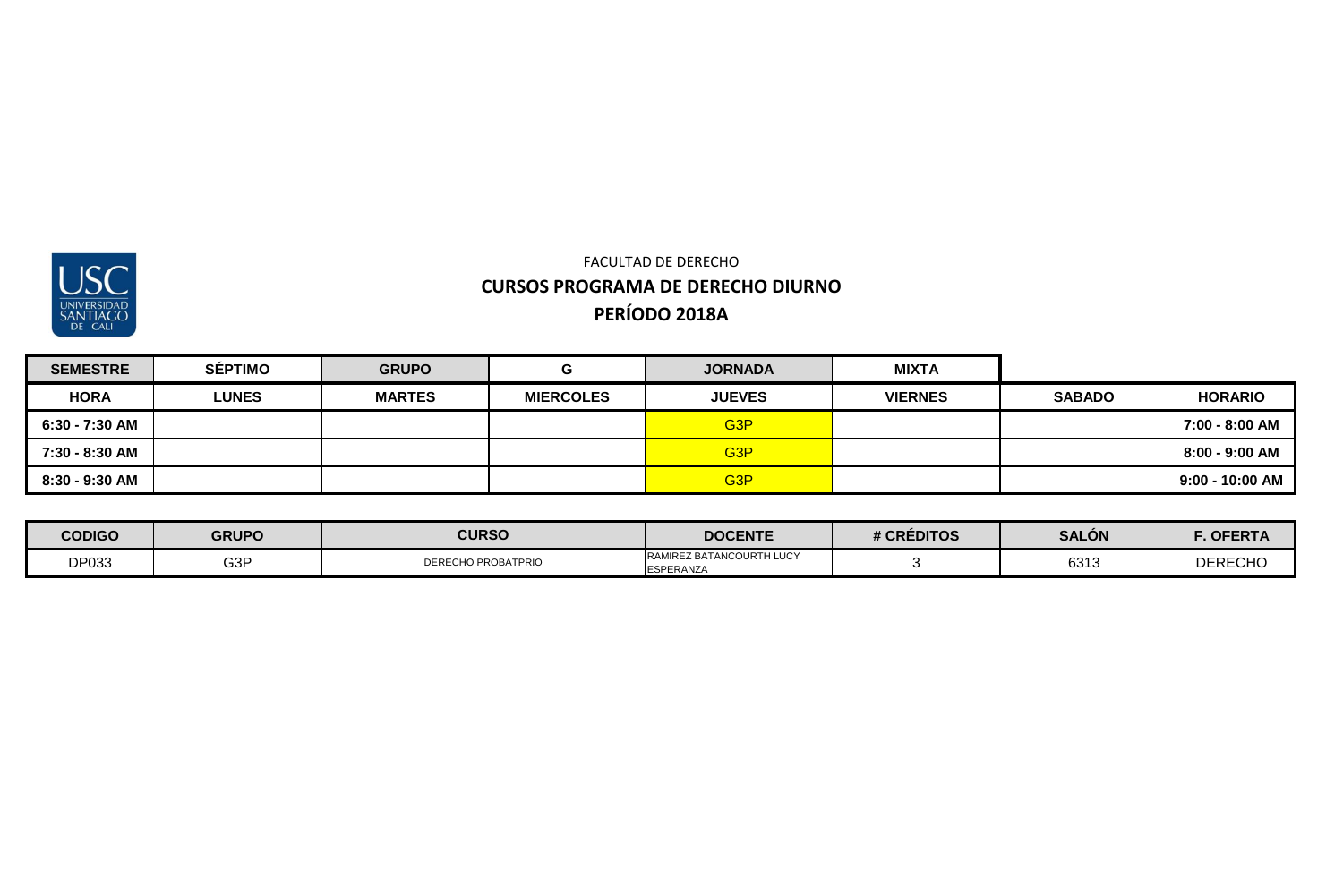FACULTAD DE DERECHO

**CURSOS PROGRAMA DE DERECHO DIURNO**

**PERÍODO 2018A**

| SEMESTRE | SÉPTIMO | GRUPO | G | JORNADA | MIXTA | | |
|---|---|---|---|---|---|---|---|
| **HORA** | **LUNES** | **MARTES** | **MIERCOLES** | **JUEVES** | **VIERNES** | **SABADO** | **HORARIO** |
| **6:30 - 7:30 AM** | | | | G3P | | | **7:00 - 8:00 AM** |
| **7:30 - 8:30 AM** | | | | G3P | | | **8:00 - 9:00 AM** |
| **8:30 - 9:30 AM** | | | | G3P | | | **9:00 - 10:00 AM** |

| CODIGO | GRUPO | CURSO | DOCENTE | # CRÉDITOS | SALÓN | F. OFERTA |
|---|---|---|---|---|---|---|
| DP033 | G3P | DERECHO PROBATPRIO | RAMIREZ BATANCOURTH LUCY ESPERANZA | 3 | 6313 | DERECHO |